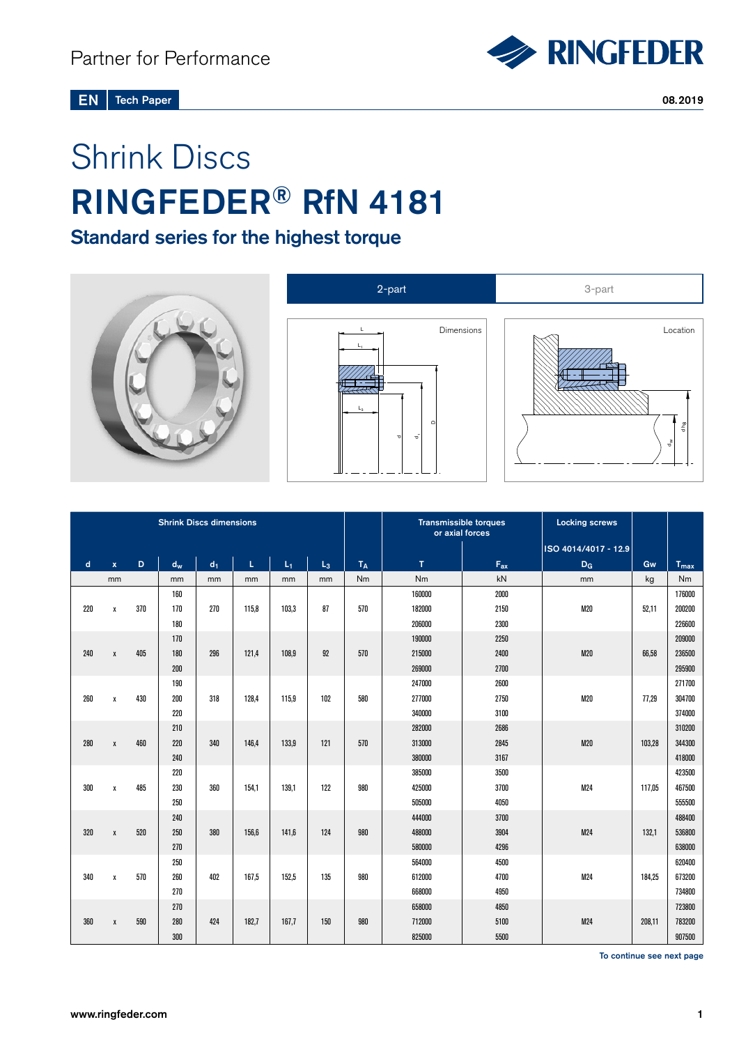Partner for Performance

RINGFEDER

EN Tech Paper

08.2019

# Shrink Discs

# RINGFEDER® RfN 4181

## Standard series for the highest torque

2-part | 3-part

Dimensions

Location

| Shrink Discs dimensions | | | | | | | | | | Transmissible torques or axial forces | | Locking screws | | |
|---|---|---|---|---|---|---|---|---|---|---|---|---|---|---|
| | | | | | | | | | | | | ISO 4014/4017 - 12.9 | | |
| d | x | D | $d_w$ | $d_1$ | L | $L_1$ | $L_3$ | $T_A$ | T | $F_{ax}$ | $D_G$ | Gw | $T_{max}$ |
| | mm | | mm | mm | mm | mm | mm | Nm | Nm | kN | mm | kg | Nm |
| | | | 160 | | | | | | 160000 | 2000 | | | 176000 |
| 220 | x | 370 | 170 | 270 | 115,8 | 103,3 | 87 | 570 | 182000 | 2150 | M20 | 52,11 | 200200 |
| | | | 180 | | | | | | 206000 | 2300 | | | 226600 |
| | | | 170 | | | | | | 190000 | 2250 | | | 209000 |
| 240 | x | 405 | 180 | 296 | 121,4 | 108,9 | 92 | 570 | 215000 | 2400 | M20 | 66,58 | 236500 |
| | | | 200 | | | | | | 269000 | 2700 | | | 295900 |
| | | | 190 | | | | | | 247000 | 2600 | | | 271700 |
| 260 | x | 430 | 200 | 318 | 128,4 | 115,9 | 102 | 580 | 277000 | 2750 | M20 | 77,29 | 304700 |
| | | | 220 | | | | | | 340000 | 3100 | | | 374000 |
| | | | 210 | | | | | | 282000 | 2686 | | | 310200 |
| 280 | x | 460 | 220 | 340 | 146,4 | 133,9 | 121 | 570 | 313000 | 2845 | M20 | 103,28 | 344300 |
| | | | 240 | | | | | | 380000 | 3167 | | | 418000 |
| | | | 220 | | | | | | 385000 | 3500 | | | 423500 |
| 300 | x | 485 | 230 | 360 | 154,1 | 139,1 | 122 | 980 | 425000 | 3700 | M24 | 117,05 | 467500 |
| | | | 250 | | | | | | 505000 | 4050 | | | 555500 |
| | | | 240 | | | | | | 444000 | 3700 | | | 488400 |
| 320 | x | 520 | 250 | 380 | 156,6 | 141,6 | 124 | 980 | 488000 | 3904 | M24 | 132,1 | 536800 |
| | | | 270 | | | | | | 580000 | 4296 | | | 638000 |
| | | | 250 | | | | | | 564000 | 4500 | | | 620400 |
| 340 | x | 570 | 260 | 402 | 167,5 | 152,5 | 135 | 980 | 612000 | 4700 | M24 | 184,25 | 673200 |
| | | | 270 | | | | | | 668000 | 4950 | | | 734800 |
| | | | 270 | | | | | | 658000 | 4850 | | | 723800 |
| 360 | x | 590 | 280 | 424 | 182,7 | 167,7 | 150 | 980 | 712000 | 5100 | M24 | 208,11 | 783200 |
| | | | 300 | | | | | | 825000 | 5500 | | | 907500 |

To continue see next page

www.ringfeder.com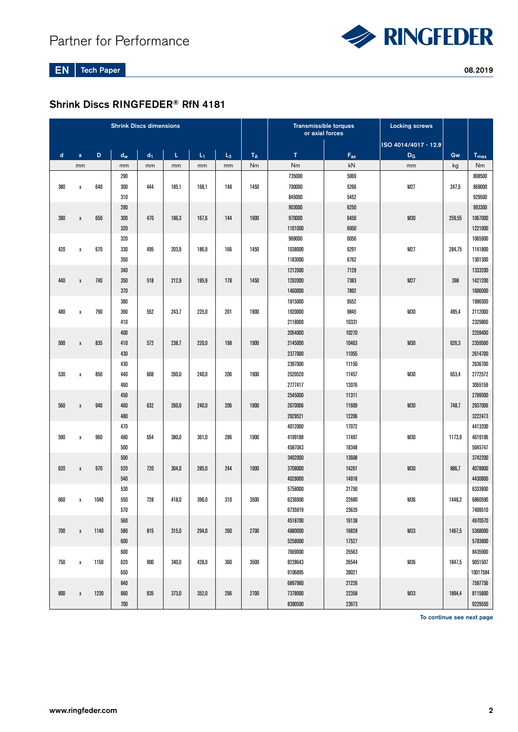## Shrink Discs RINGFEDER® RfN 4181

| Shrink Discs dimensions | | | | | | | | | Transmissible torques or axial forces | | Locking screws | | |
|---|---|---|---|---|---|---|---|---|---|---|---|---|---|
| | | | | | | | | | | | ISO 4014/4017 - 12.9 | | |
| d | x | D | $d_w$ | $d_1$ | L | $L_1$ | $L_3$ | $T_A$ | T | $F_{ax}$ | $D_G$ | Gw | $T_{max}$ |
| | mm | | mm | mm | mm | mm | mm | Nm | Nm | kN | mm | kg | Nm |
| | | | 290 | | | | | | 735000 | 5069 | | | 808500 |
| 380 | x | 640 | 300 | 444 | 185,1 | 168,1 | 148 | 1450 | 790000 | 5266 | M27 | 247,5 | 869000 |
| | | | 310 | | | | | | 845000 | 5452 | | | 929500 |
| | | | 290 | | | | | | 903000 | 6250 | | | 993300 |
| 390 | x | 650 | 300 | 470 | 186,3 | 167,6 | 144 | 1900 | 970000 | 6450 | M30 | 259,55 | 1067000 |
| | | | 320 | | | | | | 1101000 | 6950 | | | 1221000 |
| | | | 320 | | | | | | 969000 | 6056 | | | 1065900 |
| 420 | x | 670 | 330 | 495 | 203,9 | 186,9 | 166 | 1450 | 1038000 | 6291 | M27 | 284,75 | 1141800 |
| | | | 350 | | | | | | 1183000 | 6762 | | | 1301300 |
| | | | 340 | | | | | | 1212000 | 7129 | | | 1333200 |
| 440 | x | 740 | 350 | 518 | 212,9 | 195,9 | 178 | 1450 | 1292000 | 7383 | M27 | 398 | 1421200 |
| | | | 370 | | | | | | 1460000 | 7892 | | | 1606000 |
| | | | 380 | | | | | | 1815000 | 9552 | | | 1996500 |
| 480 | x | 790 | 390 | 552 | 243,7 | 225,0 | 201 | 1900 | 1920000 | 9845 | M30 | 495,4 | 2112000 |
| | | | 410 | | | | | | 2118000 | 10331 | | | 2329800 |
| | | | 400 | | | | | | 2054000 | 10270 | | | 2259400 |
| 500 | x | 835 | 410 | 572 | 238,7 | 220,0 | 198 | 1900 | 2145000 | 10463 | M30 | 626,3 | 2359500 |
| | | | 430 | | | | | | 2377000 | 11055 | | | 2614700 |
| | | | 430 | | | | | | 2397000 | 11150 | | | 2636700 |
| 530 | x | 850 | 440 | 608 | 260,0 | 240,0 | 206 | 1900 | 2520520 | 11457 | M30 | 653,4 | 2772572 |
| | | | 460 | | | | | | 2777417 | 12076 | | | 3055159 |
| | | | 450 | | | | | | 2545000 | 11311 | | | 2799500 |
| 560 | x | 940 | 460 | 632 | 260,0 | 240,0 | 206 | 1900 | 2670006 | 11609 | M30 | 748,7 | 2937006 |
| | | | 480 | | | | | | 2929521 | 12206 | | | 3222473 |
| | | | 470 | | | | | | 4012000 | 17072 | | | 4413200 |
| 590 | x | 960 | 480 | 654 | 380,0 | 361,0 | 286 | 1900 | 4199188 | 17497 | M30 | 1173,9 | 4619106 |
| | | | 500 | | | | | | 4587043 | 18348 | | | 5045747 |
| | | | 500 | | | | | | 3402000 | 13608 | | | 3742200 |
| 620 | x | 970 | 520 | 720 | 304,0 | 285,0 | 244 | 1900 | 3708000 | 14261 | M30 | 886,7 | 4078800 |
| | | | 540 | | | | | | 4028000 | 14918 | | | 4430800 |
| | | | 530 | | | | | | 5758000 | 21750 | | | 6333800 |
| 660 | x | 1040 | 550 | 728 | 418,0 | 396,0 | 310 | 3500 | 6236900 | 22680 | M36 | 1448,2 | 6860590 |
| | | | 570 | | | | | | 6735919 | 23635 | | | 7409510 |
| | | | 560 | | | | | | 4518700 | 16138 | | | 4970570 |
| 700 | x | 1140 | 580 | 815 | 315,0 | 294,0 | 260 | 2700 | 4880000 | 16828 | M33 | 1467,5 | 5368000 |
| | | | 600 | | | | | | 5258000 | 17527 | | | 5783800 |
| | | | 600 | | | | | | 7669000 | 25563 | | | 8435900 |
| 750 | x | 1150 | 620 | 900 | 340,0 | 428,0 | 360 | 3500 | 8228643 | 26544 | M36 | 1847,5 | 9051507 |
| | | | 650 | | | | | | 9106895 | 28021 | | | 10017584 |
| | | | 640 | | | | | | 6897960 | 21226 | | | 7587756 |
| 800 | x | 1230 | 660 | 935 | 373,0 | 352,0 | 296 | 2700 | 7378000 | 22358 | M33 | 1894,4 | 8115800 |
| | | | 700 | | | | | | 8390500 | 23973 | | | 9229550 |

**To continue see next page**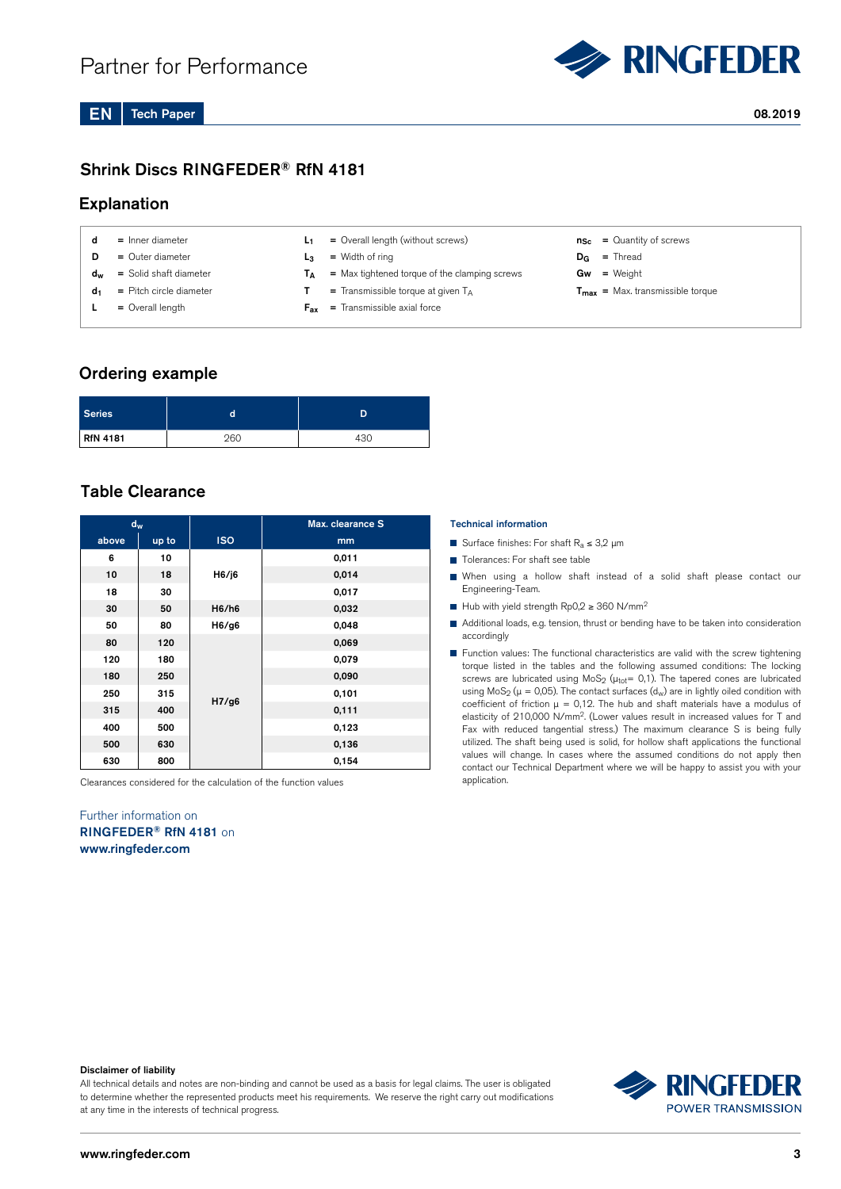# Shrink Discs RINGFEDER® RfN 4181

## Explanation

| | | | | | | | | |
|---|---|---|---|---|---|---|---|---|
| **d** | = | Inner diameter | **$L_1$** | = | Overall length (without screws) | **$n_{Sc}$** | = | Quantity of screws |
| **D** | = | Outer diameter | **$L_3$** | = | Width of ring | **$D_G$** | = | Thread |
| **$d_w$** | = | Solid shaft diameter | **$T_A$** | = | Max tightened torque of the clamping screws | **Gw** | = | Weight |
| **$d_1$** | = | Pitch circle diameter | **T** | = | Transmissible torque at given $T_A$ | **$T_{max}$** | = | Max. transmissible torque |
| **L** | = | Overall length | **$F_{ax}$** | = | Transmissible axial force | | | |

## Ordering example

| Series | d | D |
|---|---|---|
| **RfN 4181** | 260 | 430 |

## Table Clearance

| $d_w$ | | ISO | Max. clearance S |
|---|---|---|---|
| above | up to | | mm |
| 6 | 10 | H6/j6 | 0,011 |
| 10 | 18 | | 0,014 |
| 18 | 30 | | 0,017 |
| 30 | 50 | H6/h6 | 0,032 |
| 50 | 80 | H6/g6 | 0,048 |
| 80 | 120 | H7/g6 | 0,069 |
| 120 | 180 | | 0,079 |
| 180 | 250 | | 0,090 |
| 250 | 315 | | 0,101 |
| 315 | 400 | | 0,111 |
| 400 | 500 | | 0,123 |
| 500 | 630 | | 0,136 |
| 630 | 800 | | 0,154 |

Clearances considered for the calculation of the function values

**Technical information**

- Surface finishes: For shaft $R_a \leq 3{,}2$ µm
- Tolerances: For shaft see table
- When using a hollow shaft instead of a solid shaft please contact our Engineering-Team.
- Hub with yield strength Rp0,2 ≥ 360 N/mm$^2$
- Additional loads, e.g. tension, thrust or bending have to be taken into consideration accordingly
- Function values: The functional characteristics are valid with the screw tightening torque listed in the tables and the following assumed conditions: The locking screws are lubricated using $MoS_2$ ($\mu_{tot}$= 0,1). The tapered cones are lubricated using $MoS_2$ (µ = 0,05). The contact surfaces ($d_w$) are in lightly oiled condition with coefficient of friction µ = 0,12. The hub and shaft materials have a modulus of elasticity of 210,000 N/mm$^2$. (Lower values result in increased values for T and Fax with reduced tangential stress.) The maximum clearance S is being fully utilized. The shaft being used is solid, for hollow shaft applications the functional values will change. In cases where the assumed conditions do not apply then contact our Technical Department where we will be happy to assist you with your application.

Further information on
**RINGFEDER® RfN 4181** on
**www.ringfeder.com**

**Disclaimer of liability**
All technical details and notes are non-binding and cannot be used as a basis for legal claims. The user is obligated to determine whether the represented products meet his requirements. We reserve the right carry out modifications at any time in the interests of technical progress.